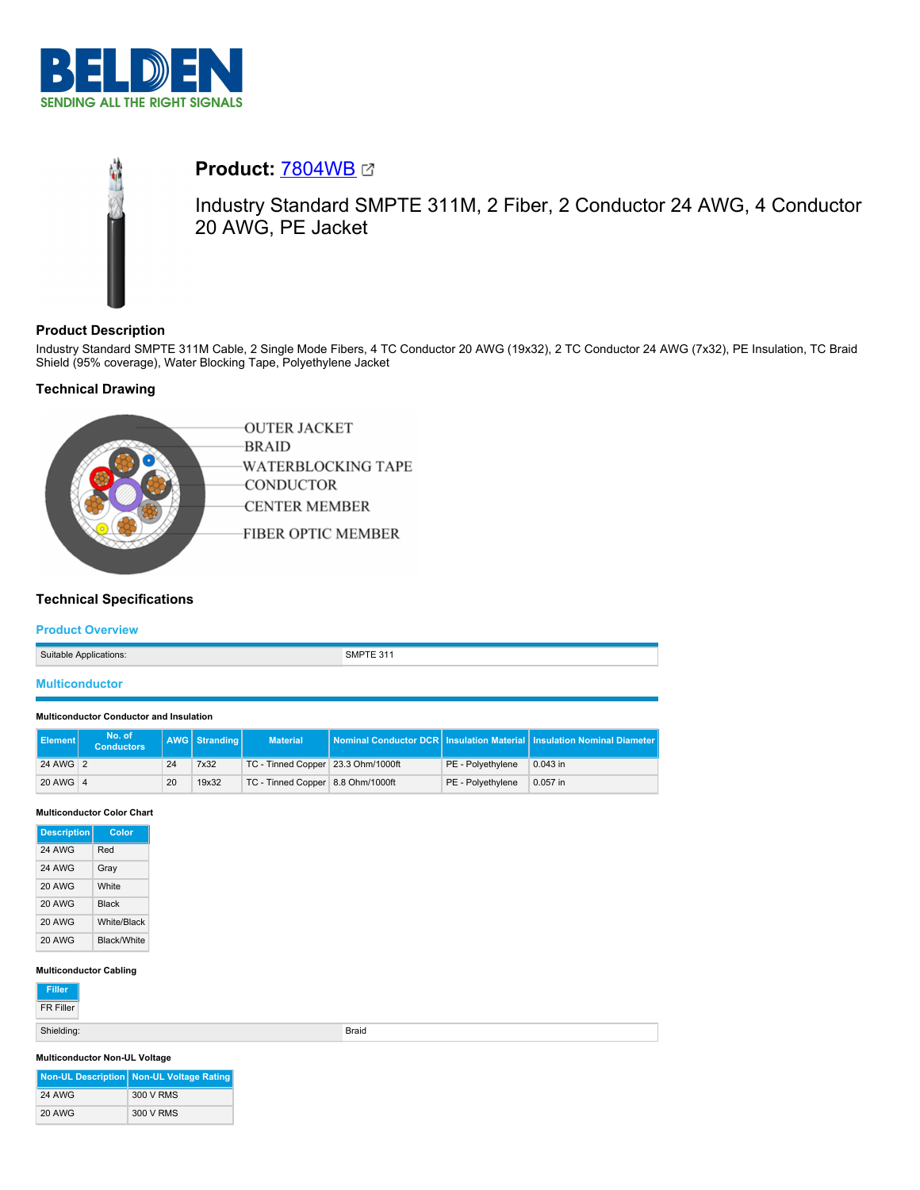# Product: 7804WB

Industry Standard SMPTE 311M, 2 Fiber, 2 Conductor 24 AWG, 4 Conductor 20 AWG, PE Jacket

## Product Description

Industry Standard SMPTE 311M Cable, 2 Single Mode Fibers, 4 TC Conductor 20 AWG (19x32), 2 TC Conductor 24 AWG (7x32), PE Insulation, TC Braid Shield (95% coverage), Water Blocking Tape, Polyethylene Jacket

## Technical Drawing

OUTER JACKET
BRAID
WATERBLOCKING TAPE
CONDUCTOR
CENTER MEMBER
FIBER OPTIC MEMBER

## Technical Specifications

### Product Overview

| | |
|---|---|
| Suitable Applications: | SMPTE 311 |

### Multiconductor

#### Multiconductor Conductor and Insulation

| Element | No. of Conductors | AWG | Stranding | Material | Nominal Conductor DCR | Insulation Material | Insulation Nominal Diameter |
|---|---|---|---|---|---|---|---|
| 24 AWG | 2 | 24 | 7x32 | TC - Tinned Copper | 23.3 Ohm/1000ft | PE - Polyethylene | 0.043 in |
| 20 AWG | 4 | 20 | 19x32 | TC - Tinned Copper | 8.8 Ohm/1000ft | PE - Polyethylene | 0.057 in |

#### Multiconductor Color Chart

| Description | Color |
|---|---|
| 24 AWG | Red |
| 24 AWG | Gray |
| 20 AWG | White |
| 20 AWG | Black |
| 20 AWG | White/Black |
| 20 AWG | Black/White |

#### Multiconductor Cabling

| Filler |
|---|
| FR Filler |

| | |
|---|---|
| Shielding: | Braid |

#### Multiconductor Non-UL Voltage

| Non-UL Description | Non-UL Voltage Rating |
|---|---|
| 24 AWG | 300 V RMS |
| 20 AWG | 300 V RMS |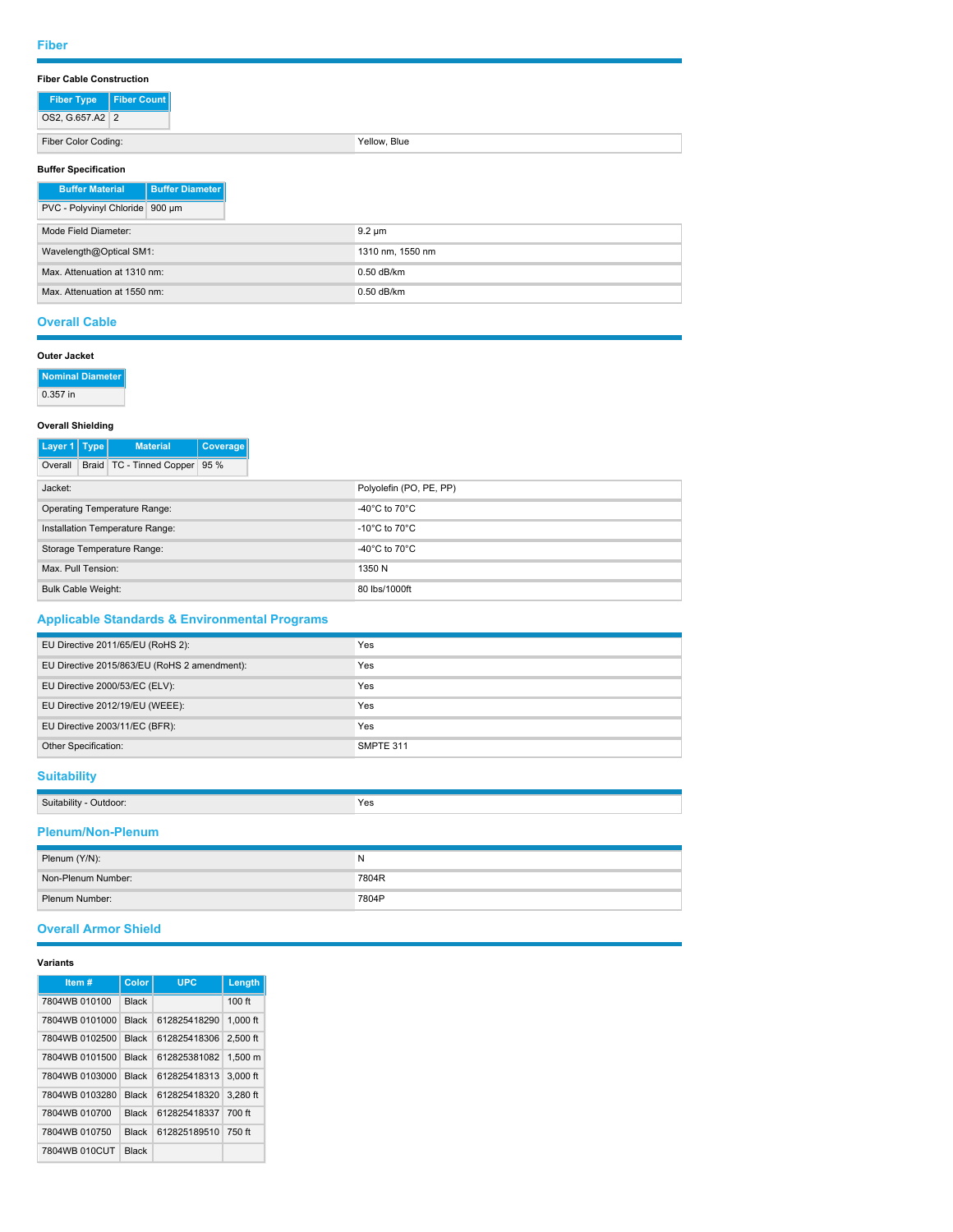## Fiber

### Fiber Cable Construction

| Fiber Type | Fiber Count |
|---|---|
| OS2, G.657.A2 | 2 |

| | |
|---|---|
| Fiber Color Coding: | Yellow, Blue |

### Buffer Specification

| Buffer Material | Buffer Diameter |
|---|---|
| PVC - Polyvinyl Chloride | 900 µm |

| | |
|---|---|
| Mode Field Diameter: | 9.2 µm |
| Wavelength@Optical SM1: | 1310 nm, 1550 nm |
| Max. Attenuation at 1310 nm: | 0.50 dB/km |
| Max. Attenuation at 1550 nm: | 0.50 dB/km |

## Overall Cable

### Outer Jacket

| Nominal Diameter |
|---|
| 0.357 in |

### Overall Shielding

| Layer 1 | Type | Material | Coverage |
|---|---|---|---|
| Overall | Braid | TC - Tinned Copper | 95 % |

| | |
|---|---|
| Jacket: | Polyolefin (PO, PE, PP) |
| Operating Temperature Range: | -40°C to 70°C |
| Installation Temperature Range: | -10°C to 70°C |
| Storage Temperature Range: | -40°C to 70°C |
| Max. Pull Tension: | 1350 N |
| Bulk Cable Weight: | 80 lbs/1000ft |

## Applicable Standards & Environmental Programs

| | |
|---|---|
| EU Directive 2011/65/EU (RoHS 2): | Yes |
| EU Directive 2015/863/EU (RoHS 2 amendment): | Yes |
| EU Directive 2000/53/EC (ELV): | Yes |
| EU Directive 2012/19/EU (WEEE): | Yes |
| EU Directive 2003/11/EC (BFR): | Yes |
| Other Specification: | SMPTE 311 |

## Suitability

| | |
|---|---|
| Suitability - Outdoor: | Yes |

## Plenum/Non-Plenum

| | |
|---|---|
| Plenum (Y/N): | N |
| Non-Plenum Number: | 7804R |
| Plenum Number: | 7804P |

## Overall Armor Shield

### Variants

| Item # | Color | UPC | Length |
|---|---|---|---|
| 7804WB 010100 | Black | | 100 ft |
| 7804WB 0101000 | Black | 612825418290 | 1,000 ft |
| 7804WB 0102500 | Black | 612825418306 | 2,500 ft |
| 7804WB 0101500 | Black | 612825381082 | 1,500 m |
| 7804WB 0103000 | Black | 612825418313 | 3,000 ft |
| 7804WB 0103280 | Black | 612825418320 | 3,280 ft |
| 7804WB 010700 | Black | 612825418337 | 700 ft |
| 7804WB 010750 | Black | 612825189510 | 750 ft |
| 7804WB 010CUT | Black | | |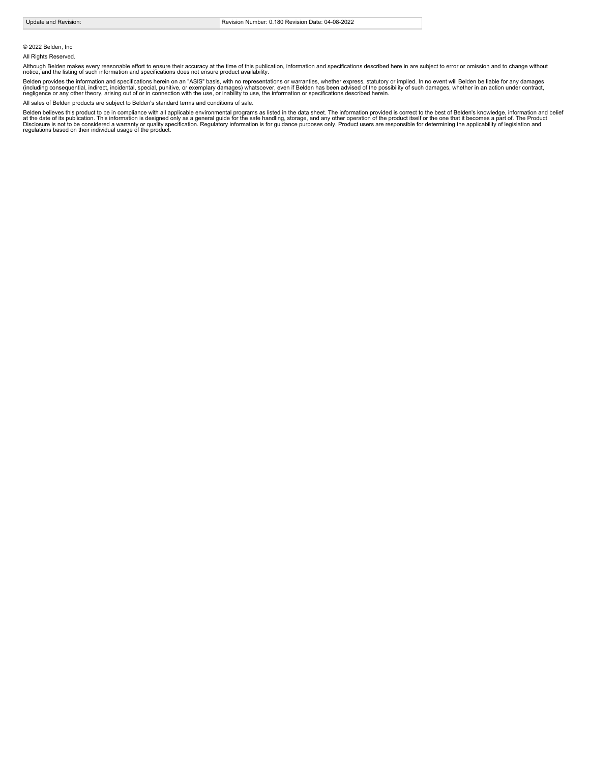| | |
|---|---|
| Update and Revision: | Revision Number: 0.180 Revision Date: 04-08-2022 |

© 2022 Belden, Inc

All Rights Reserved.

Although Belden makes every reasonable effort to ensure their accuracy at the time of this publication, information and specifications described here in are subject to error or omission and to change without notice, and the listing of such information and specifications does not ensure product availability.

Belden provides the information and specifications herein on an "ASIS" basis, with no representations or warranties, whether express, statutory or implied. In no event will Belden be liable for any damages (including consequential, indirect, incidental, special, punitive, or exemplary damages) whatsoever, even if Belden has been advised of the possibility of such damages, whether in an action under contract, negligence or any other theory, arising out of or in connection with the use, or inability to use, the information or specifications described herein.

All sales of Belden products are subject to Belden's standard terms and conditions of sale.

Belden believes this product to be in compliance with all applicable environmental programs as listed in the data sheet. The information provided is correct to the best of Belden's knowledge, information and belief at the date of its publication. This information is designed only as a general guide for the safe handling, storage, and any other operation of the product itself or the one that it becomes a part of. The Product Disclosure is not to be considered a warranty or quality specification. Regulatory information is for guidance purposes only. Product users are responsible for determining the applicability of legislation and regulations based on their individual usage of the product.